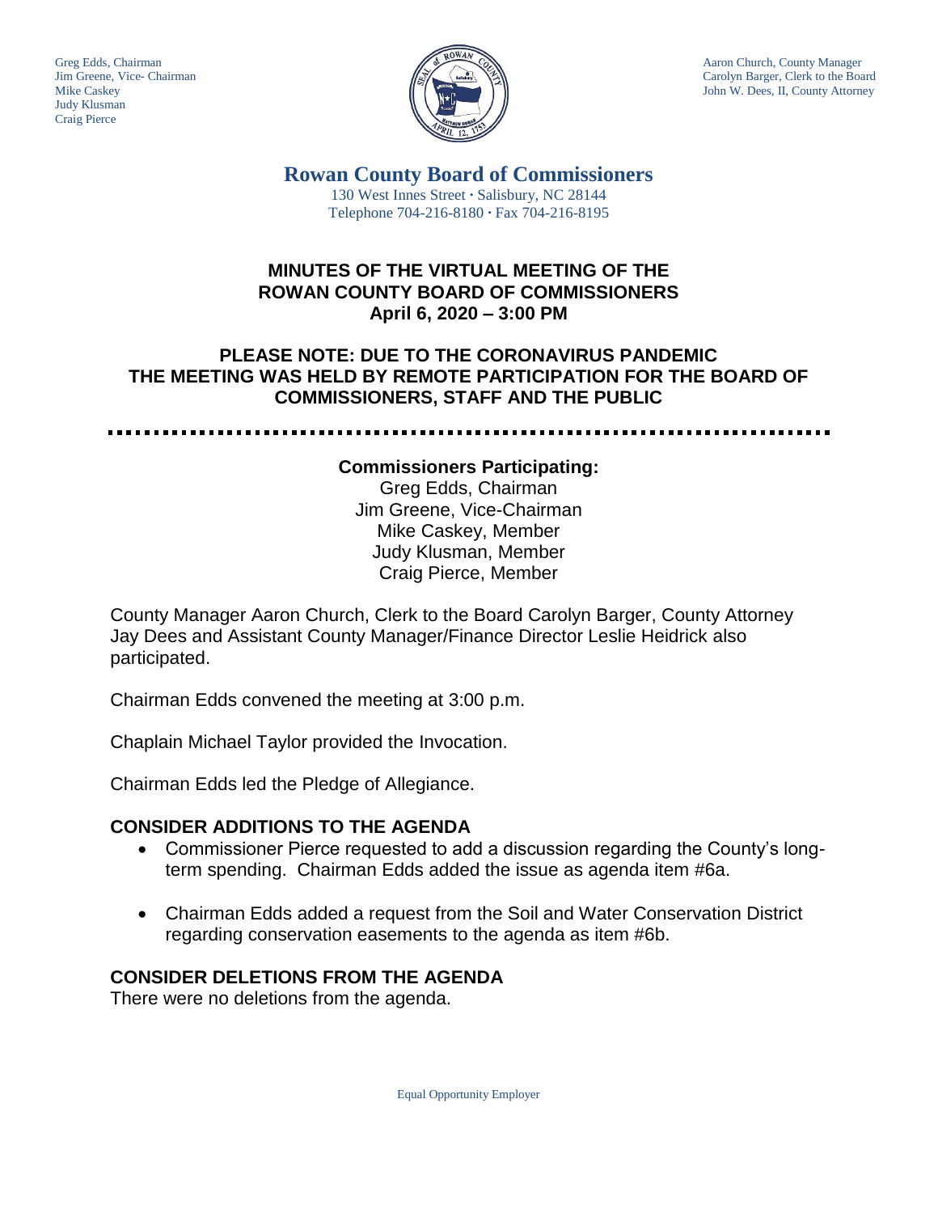Greg Edds, Chairman
Jim Greene, Vice- Chairman
Mike Caskey
Judy Klusman
Craig Pierce

Aaron Church, County Manager
Carolyn Barger, Clerk to the Board
John W. Dees, II, County Attorney

# Rowan County Board of Commissioners

130 West Innes Street · Salisbury, NC 28144
Telephone 704-216-8180 · Fax 704-216-8195

## MINUTES OF THE VIRTUAL MEETING OF THE ROWAN COUNTY BOARD OF COMMISSIONERS April 6, 2020 – 3:00 PM

## PLEASE NOTE: DUE TO THE CORONAVIRUS PANDEMIC THE MEETING WAS HELD BY REMOTE PARTICIPATION FOR THE BOARD OF COMMISSIONERS, STAFF AND THE PUBLIC

**Commissioners Participating:**
Greg Edds, Chairman
Jim Greene, Vice-Chairman
Mike Caskey, Member
Judy Klusman, Member
Craig Pierce, Member

County Manager Aaron Church, Clerk to the Board Carolyn Barger, County Attorney Jay Dees and Assistant County Manager/Finance Director Leslie Heidrick also participated.

Chairman Edds convened the meeting at 3:00 p.m.

Chaplain Michael Taylor provided the Invocation.

Chairman Edds led the Pledge of Allegiance.

### CONSIDER ADDITIONS TO THE AGENDA

- Commissioner Pierce requested to add a discussion regarding the County's long-term spending. Chairman Edds added the issue as agenda item #6a.
- Chairman Edds added a request from the Soil and Water Conservation District regarding conservation easements to the agenda as item #6b.

### CONSIDER DELETIONS FROM THE AGENDA

There were no deletions from the agenda.

Equal Opportunity Employer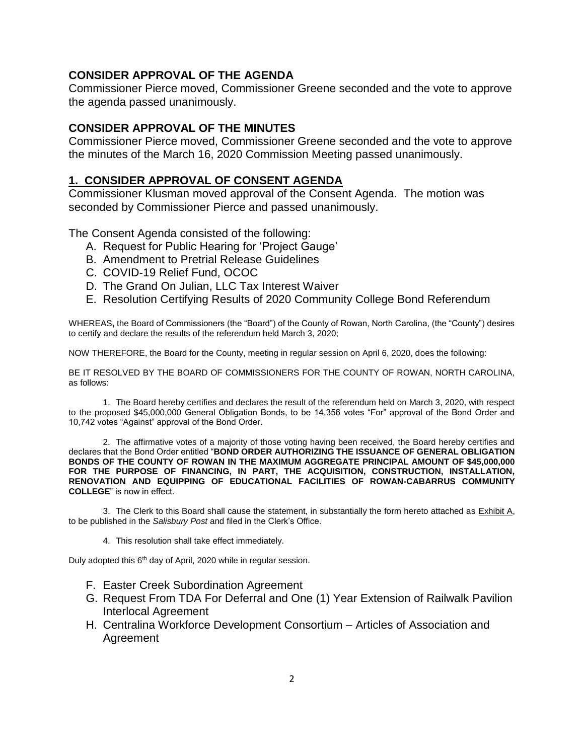## CONSIDER APPROVAL OF THE AGENDA

Commissioner Pierce moved, Commissioner Greene seconded and the vote to approve the agenda passed unanimously.

## CONSIDER APPROVAL OF THE MINUTES

Commissioner Pierce moved, Commissioner Greene seconded and the vote to approve the minutes of the March 16, 2020 Commission Meeting passed unanimously.

## 1. CONSIDER APPROVAL OF CONSENT AGENDA

Commissioner Klusman moved approval of the Consent Agenda. The motion was seconded by Commissioner Pierce and passed unanimously.

The Consent Agenda consisted of the following:

A. Request for Public Hearing for 'Project Gauge'
B. Amendment to Pretrial Release Guidelines
C. COVID-19 Relief Fund, OCOC
D. The Grand On Julian, LLC Tax Interest Waiver
E. Resolution Certifying Results of 2020 Community College Bond Referendum

WHEREAS**,** the Board of Commissioners (the "Board") of the County of Rowan, North Carolina, (the "County") desires to certify and declare the results of the referendum held March 3, 2020;

NOW THEREFORE, the Board for the County, meeting in regular session on April 6, 2020, does the following:

BE IT RESOLVED BY THE BOARD OF COMMISSIONERS FOR THE COUNTY OF ROWAN, NORTH CAROLINA, as follows:

1. The Board hereby certifies and declares the result of the referendum held on March 3, 2020, with respect to the proposed $45,000,000 General Obligation Bonds, to be 14,356 votes "For" approval of the Bond Order and 10,742 votes "Against" approval of the Bond Order.

2. The affirmative votes of a majority of those voting having been received, the Board hereby certifies and declares that the Bond Order entitled "**BOND ORDER AUTHORIZING THE ISSUANCE OF GENERAL OBLIGATION BONDS OF THE COUNTY OF ROWAN IN THE MAXIMUM AGGREGATE PRINCIPAL AMOUNT OF $45,000,000 FOR THE PURPOSE OF FINANCING, IN PART, THE ACQUISITION, CONSTRUCTION, INSTALLATION, RENOVATION AND EQUIPPING OF EDUCATIONAL FACILITIES OF ROWAN-CABARRUS COMMUNITY COLLEGE**" is now in effect.

3. The Clerk to this Board shall cause the statement, in substantially the form hereto attached as Exhibit A, to be published in the *Salisbury Post* and filed in the Clerk's Office.

4. This resolution shall take effect immediately.

Duly adopted this 6th day of April, 2020 while in regular session.

F. Easter Creek Subordination Agreement
G. Request From TDA For Deferral and One (1) Year Extension of Railwalk Pavilion Interlocal Agreement
H. Centralina Workforce Development Consortium – Articles of Association and Agreement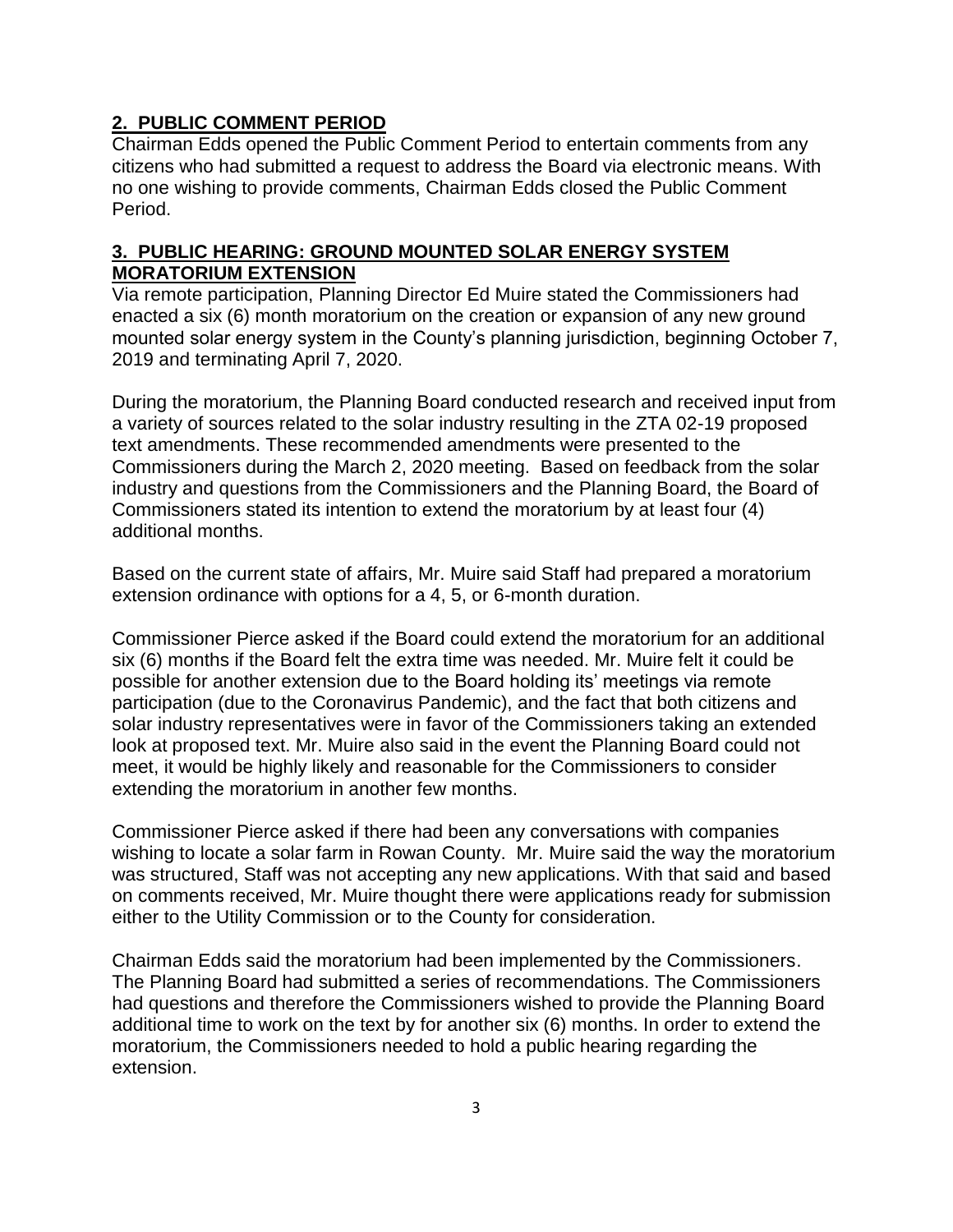## 2. PUBLIC COMMENT PERIOD

Chairman Edds opened the Public Comment Period to entertain comments from any citizens who had submitted a request to address the Board via electronic means. With no one wishing to provide comments, Chairman Edds closed the Public Comment Period.

## 3. PUBLIC HEARING: GROUND MOUNTED SOLAR ENERGY SYSTEM MORATORIUM EXTENSION

Via remote participation, Planning Director Ed Muire stated the Commissioners had enacted a six (6) month moratorium on the creation or expansion of any new ground mounted solar energy system in the County's planning jurisdiction, beginning October 7, 2019 and terminating April 7, 2020.

During the moratorium, the Planning Board conducted research and received input from a variety of sources related to the solar industry resulting in the ZTA 02-19 proposed text amendments. These recommended amendments were presented to the Commissioners during the March 2, 2020 meeting. Based on feedback from the solar industry and questions from the Commissioners and the Planning Board, the Board of Commissioners stated its intention to extend the moratorium by at least four (4) additional months.

Based on the current state of affairs, Mr. Muire said Staff had prepared a moratorium extension ordinance with options for a 4, 5, or 6-month duration.

Commissioner Pierce asked if the Board could extend the moratorium for an additional six (6) months if the Board felt the extra time was needed. Mr. Muire felt it could be possible for another extension due to the Board holding its' meetings via remote participation (due to the Coronavirus Pandemic), and the fact that both citizens and solar industry representatives were in favor of the Commissioners taking an extended look at proposed text. Mr. Muire also said in the event the Planning Board could not meet, it would be highly likely and reasonable for the Commissioners to consider extending the moratorium in another few months.

Commissioner Pierce asked if there had been any conversations with companies wishing to locate a solar farm in Rowan County. Mr. Muire said the way the moratorium was structured, Staff was not accepting any new applications. With that said and based on comments received, Mr. Muire thought there were applications ready for submission either to the Utility Commission or to the County for consideration.

Chairman Edds said the moratorium had been implemented by the Commissioners. The Planning Board had submitted a series of recommendations. The Commissioners had questions and therefore the Commissioners wished to provide the Planning Board additional time to work on the text by for another six (6) months. In order to extend the moratorium, the Commissioners needed to hold a public hearing regarding the extension.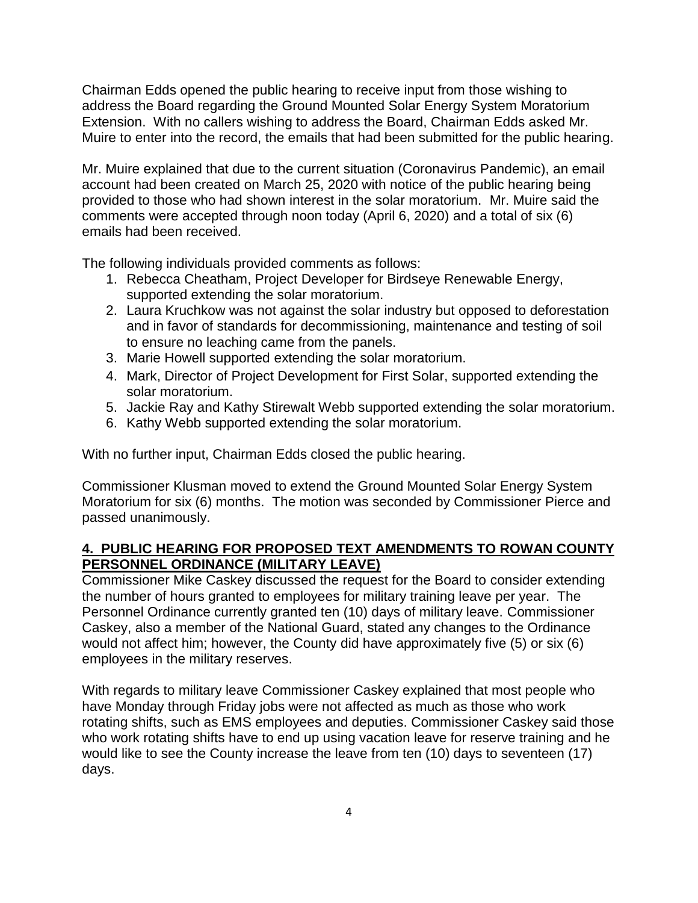Chairman Edds opened the public hearing to receive input from those wishing to address the Board regarding the Ground Mounted Solar Energy System Moratorium Extension. With no callers wishing to address the Board, Chairman Edds asked Mr. Muire to enter into the record, the emails that had been submitted for the public hearing.

Mr. Muire explained that due to the current situation (Coronavirus Pandemic), an email account had been created on March 25, 2020 with notice of the public hearing being provided to those who had shown interest in the solar moratorium. Mr. Muire said the comments were accepted through noon today (April 6, 2020) and a total of six (6) emails had been received.

The following individuals provided comments as follows:

1. Rebecca Cheatham, Project Developer for Birdseye Renewable Energy, supported extending the solar moratorium.
2. Laura Kruchkow was not against the solar industry but opposed to deforestation and in favor of standards for decommissioning, maintenance and testing of soil to ensure no leaching came from the panels.
3. Marie Howell supported extending the solar moratorium.
4. Mark, Director of Project Development for First Solar, supported extending the solar moratorium.
5. Jackie Ray and Kathy Stirewalt Webb supported extending the solar moratorium.
6. Kathy Webb supported extending the solar moratorium.

With no further input, Chairman Edds closed the public hearing.

Commissioner Klusman moved to extend the Ground Mounted Solar Energy System Moratorium for six (6) months. The motion was seconded by Commissioner Pierce and passed unanimously.

## **4. PUBLIC HEARING FOR PROPOSED TEXT AMENDMENTS TO ROWAN COUNTY PERSONNEL ORDINANCE (MILITARY LEAVE)**

Commissioner Mike Caskey discussed the request for the Board to consider extending the number of hours granted to employees for military training leave per year. The Personnel Ordinance currently granted ten (10) days of military leave. Commissioner Caskey, also a member of the National Guard, stated any changes to the Ordinance would not affect him; however, the County did have approximately five (5) or six (6) employees in the military reserves.

With regards to military leave Commissioner Caskey explained that most people who have Monday through Friday jobs were not affected as much as those who work rotating shifts, such as EMS employees and deputies. Commissioner Caskey said those who work rotating shifts have to end up using vacation leave for reserve training and he would like to see the County increase the leave from ten (10) days to seventeen (17) days.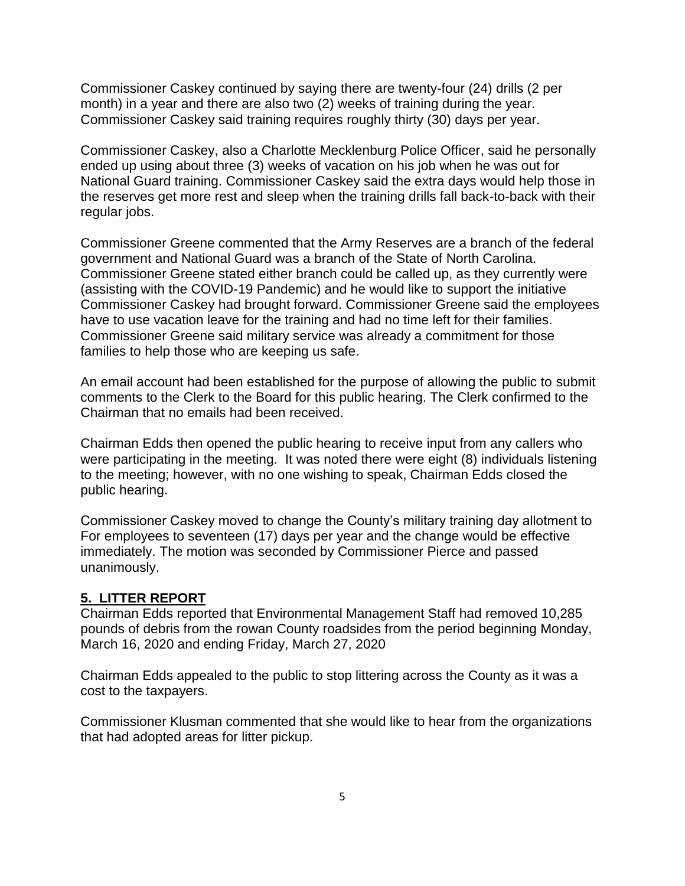Commissioner Caskey continued by saying there are twenty-four (24) drills (2 per month) in a year and there are also two (2) weeks of training during the year. Commissioner Caskey said training requires roughly thirty (30) days per year.

Commissioner Caskey, also a Charlotte Mecklenburg Police Officer, said he personally ended up using about three (3) weeks of vacation on his job when he was out for National Guard training. Commissioner Caskey said the extra days would help those in the reserves get more rest and sleep when the training drills fall back-to-back with their regular jobs.

Commissioner Greene commented that the Army Reserves are a branch of the federal government and National Guard was a branch of the State of North Carolina. Commissioner Greene stated either branch could be called up, as they currently were (assisting with the COVID-19 Pandemic) and he would like to support the initiative Commissioner Caskey had brought forward. Commissioner Greene said the employees have to use vacation leave for the training and had no time left for their families. Commissioner Greene said military service was already a commitment for those families to help those who are keeping us safe.

An email account had been established for the purpose of allowing the public to submit comments to the Clerk to the Board for this public hearing. The Clerk confirmed to the Chairman that no emails had been received.

Chairman Edds then opened the public hearing to receive input from any callers who were participating in the meeting. It was noted there were eight (8) individuals listening to the meeting; however, with no one wishing to speak, Chairman Edds closed the public hearing.

Commissioner Caskey moved to change the County's military training day allotment to For employees to seventeen (17) days per year and the change would be effective immediately. The motion was seconded by Commissioner Pierce and passed unanimously.

## **5. LITTER REPORT**

Chairman Edds reported that Environmental Management Staff had removed 10,285 pounds of debris from the rowan County roadsides from the period beginning Monday, March 16, 2020 and ending Friday, March 27, 2020

Chairman Edds appealed to the public to stop littering across the County as it was a cost to the taxpayers.

Commissioner Klusman commented that she would like to hear from the organizations that had adopted areas for litter pickup.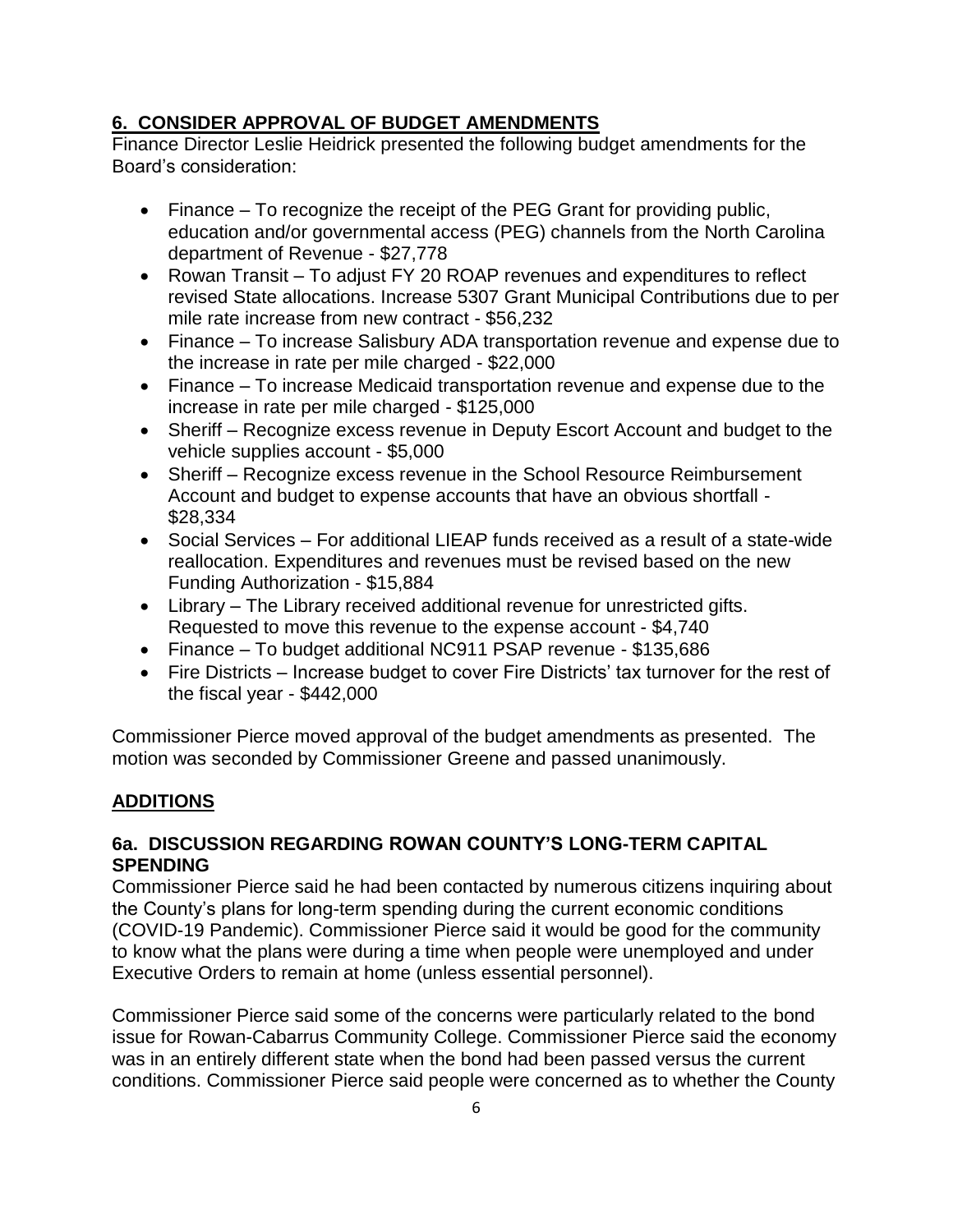## 6. CONSIDER APPROVAL OF BUDGET AMENDMENTS

Finance Director Leslie Heidrick presented the following budget amendments for the Board's consideration:

- Finance – To recognize the receipt of the PEG Grant for providing public, education and/or governmental access (PEG) channels from the North Carolina department of Revenue - $27,778
- Rowan Transit – To adjust FY 20 ROAP revenues and expenditures to reflect revised State allocations. Increase 5307 Grant Municipal Contributions due to per mile rate increase from new contract - $56,232
- Finance – To increase Salisbury ADA transportation revenue and expense due to the increase in rate per mile charged - $22,000
- Finance – To increase Medicaid transportation revenue and expense due to the increase in rate per mile charged - $125,000
- Sheriff – Recognize excess revenue in Deputy Escort Account and budget to the vehicle supplies account - $5,000
- Sheriff – Recognize excess revenue in the School Resource Reimbursement Account and budget to expense accounts that have an obvious shortfall - $28,334
- Social Services – For additional LIEAP funds received as a result of a state-wide reallocation. Expenditures and revenues must be revised based on the new Funding Authorization - $15,884
- Library – The Library received additional revenue for unrestricted gifts. Requested to move this revenue to the expense account - $4,740
- Finance – To budget additional NC911 PSAP revenue - $135,686
- Fire Districts – Increase budget to cover Fire Districts' tax turnover for the rest of the fiscal year - $442,000

Commissioner Pierce moved approval of the budget amendments as presented. The motion was seconded by Commissioner Greene and passed unanimously.

## ADDITIONS

### 6a. DISCUSSION REGARDING ROWAN COUNTY'S LONG-TERM CAPITAL SPENDING

Commissioner Pierce said he had been contacted by numerous citizens inquiring about the County's plans for long-term spending during the current economic conditions (COVID-19 Pandemic). Commissioner Pierce said it would be good for the community to know what the plans were during a time when people were unemployed and under Executive Orders to remain at home (unless essential personnel).

Commissioner Pierce said some of the concerns were particularly related to the bond issue for Rowan-Cabarrus Community College. Commissioner Pierce said the economy was in an entirely different state when the bond had been passed versus the current conditions. Commissioner Pierce said people were concerned as to whether the County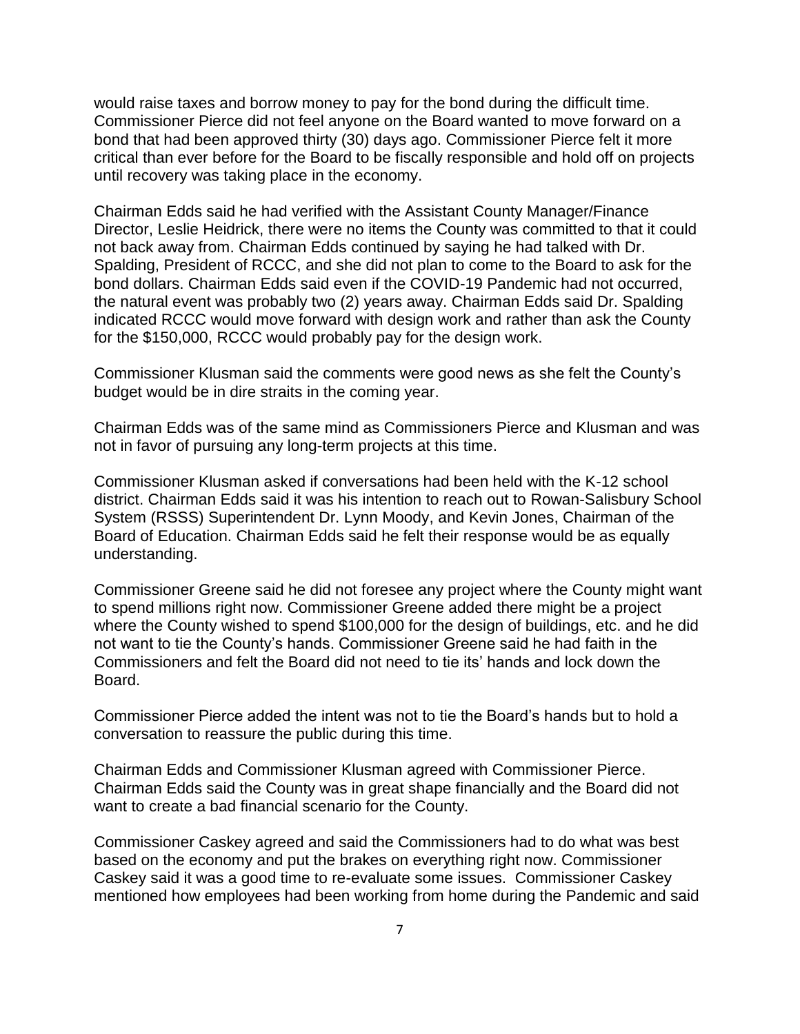would raise taxes and borrow money to pay for the bond during the difficult time. Commissioner Pierce did not feel anyone on the Board wanted to move forward on a bond that had been approved thirty (30) days ago. Commissioner Pierce felt it more critical than ever before for the Board to be fiscally responsible and hold off on projects until recovery was taking place in the economy.

Chairman Edds said he had verified with the Assistant County Manager/Finance Director, Leslie Heidrick, there were no items the County was committed to that it could not back away from. Chairman Edds continued by saying he had talked with Dr. Spalding, President of RCCC, and she did not plan to come to the Board to ask for the bond dollars. Chairman Edds said even if the COVID-19 Pandemic had not occurred, the natural event was probably two (2) years away. Chairman Edds said Dr. Spalding indicated RCCC would move forward with design work and rather than ask the County for the $150,000, RCCC would probably pay for the design work.

Commissioner Klusman said the comments were good news as she felt the County's budget would be in dire straits in the coming year.

Chairman Edds was of the same mind as Commissioners Pierce and Klusman and was not in favor of pursuing any long-term projects at this time.

Commissioner Klusman asked if conversations had been held with the K-12 school district. Chairman Edds said it was his intention to reach out to Rowan-Salisbury School System (RSSS) Superintendent Dr. Lynn Moody, and Kevin Jones, Chairman of the Board of Education. Chairman Edds said he felt their response would be as equally understanding.

Commissioner Greene said he did not foresee any project where the County might want to spend millions right now. Commissioner Greene added there might be a project where the County wished to spend $100,000 for the design of buildings, etc. and he did not want to tie the County's hands. Commissioner Greene said he had faith in the Commissioners and felt the Board did not need to tie its' hands and lock down the Board.

Commissioner Pierce added the intent was not to tie the Board's hands but to hold a conversation to reassure the public during this time.

Chairman Edds and Commissioner Klusman agreed with Commissioner Pierce. Chairman Edds said the County was in great shape financially and the Board did not want to create a bad financial scenario for the County.

Commissioner Caskey agreed and said the Commissioners had to do what was best based on the economy and put the brakes on everything right now. Commissioner Caskey said it was a good time to re-evaluate some issues. Commissioner Caskey mentioned how employees had been working from home during the Pandemic and said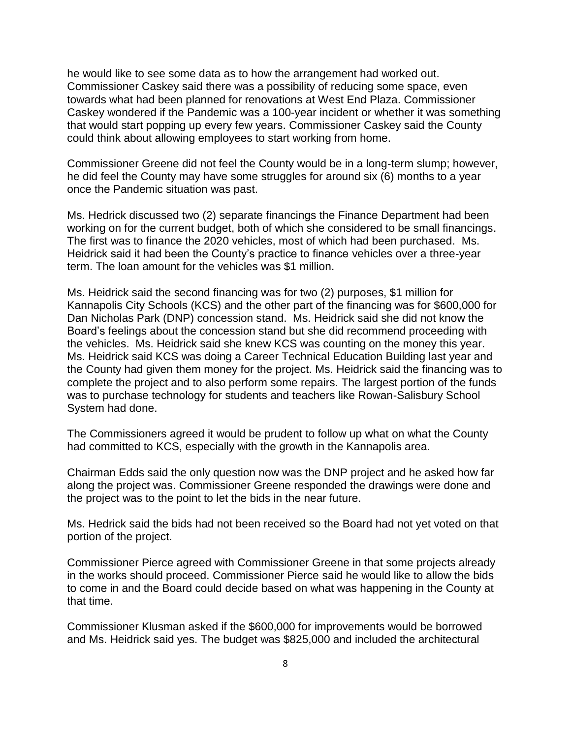he would like to see some data as to how the arrangement had worked out. Commissioner Caskey said there was a possibility of reducing some space, even towards what had been planned for renovations at West End Plaza. Commissioner Caskey wondered if the Pandemic was a 100-year incident or whether it was something that would start popping up every few years. Commissioner Caskey said the County could think about allowing employees to start working from home.

Commissioner Greene did not feel the County would be in a long-term slump; however, he did feel the County may have some struggles for around six (6) months to a year once the Pandemic situation was past.

Ms. Hedrick discussed two (2) separate financings the Finance Department had been working on for the current budget, both of which she considered to be small financings. The first was to finance the 2020 vehicles, most of which had been purchased. Ms. Heidrick said it had been the County's practice to finance vehicles over a three-year term. The loan amount for the vehicles was $1 million.

Ms. Heidrick said the second financing was for two (2) purposes, $1 million for Kannapolis City Schools (KCS) and the other part of the financing was for $600,000 for Dan Nicholas Park (DNP) concession stand. Ms. Heidrick said she did not know the Board's feelings about the concession stand but she did recommend proceeding with the vehicles. Ms. Heidrick said she knew KCS was counting on the money this year. Ms. Heidrick said KCS was doing a Career Technical Education Building last year and the County had given them money for the project. Ms. Heidrick said the financing was to complete the project and to also perform some repairs. The largest portion of the funds was to purchase technology for students and teachers like Rowan-Salisbury School System had done.

The Commissioners agreed it would be prudent to follow up what on what the County had committed to KCS, especially with the growth in the Kannapolis area.

Chairman Edds said the only question now was the DNP project and he asked how far along the project was. Commissioner Greene responded the drawings were done and the project was to the point to let the bids in the near future.

Ms. Hedrick said the bids had not been received so the Board had not yet voted on that portion of the project.

Commissioner Pierce agreed with Commissioner Greene in that some projects already in the works should proceed. Commissioner Pierce said he would like to allow the bids to come in and the Board could decide based on what was happening in the County at that time.

Commissioner Klusman asked if the $600,000 for improvements would be borrowed and Ms. Heidrick said yes. The budget was $825,000 and included the architectural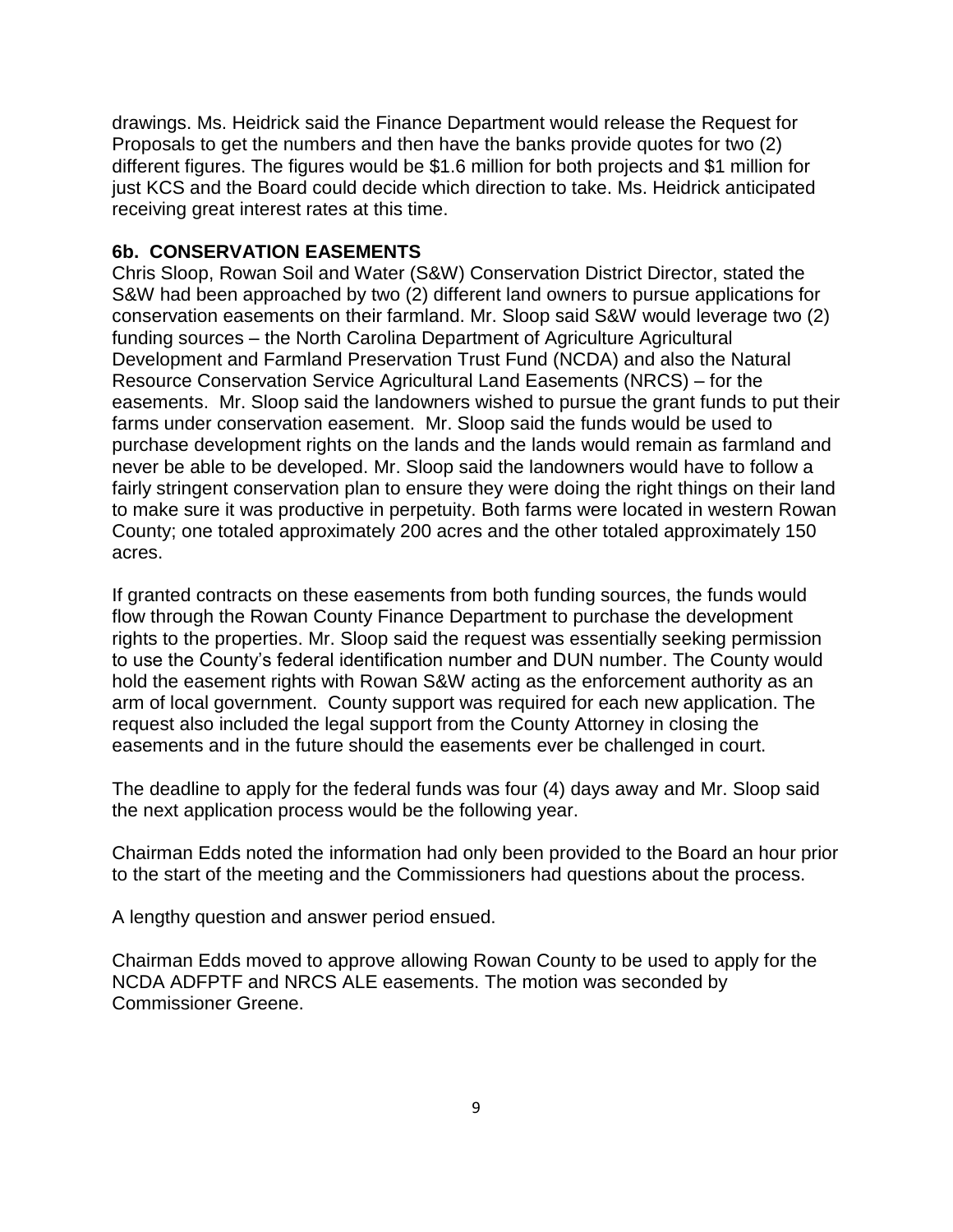drawings. Ms. Heidrick said the Finance Department would release the Request for Proposals to get the numbers and then have the banks provide quotes for two (2) different figures. The figures would be $1.6 million for both projects and $1 million for just KCS and the Board could decide which direction to take. Ms. Heidrick anticipated receiving great interest rates at this time.

**6b. CONSERVATION EASEMENTS**

Chris Sloop, Rowan Soil and Water (S&W) Conservation District Director, stated the S&W had been approached by two (2) different land owners to pursue applications for conservation easements on their farmland. Mr. Sloop said S&W would leverage two (2) funding sources – the North Carolina Department of Agriculture Agricultural Development and Farmland Preservation Trust Fund (NCDA) and also the Natural Resource Conservation Service Agricultural Land Easements (NRCS) – for the easements. Mr. Sloop said the landowners wished to pursue the grant funds to put their farms under conservation easement. Mr. Sloop said the funds would be used to purchase development rights on the lands and the lands would remain as farmland and never be able to be developed. Mr. Sloop said the landowners would have to follow a fairly stringent conservation plan to ensure they were doing the right things on their land to make sure it was productive in perpetuity. Both farms were located in western Rowan County; one totaled approximately 200 acres and the other totaled approximately 150 acres.

If granted contracts on these easements from both funding sources, the funds would flow through the Rowan County Finance Department to purchase the development rights to the properties. Mr. Sloop said the request was essentially seeking permission to use the County's federal identification number and DUN number. The County would hold the easement rights with Rowan S&W acting as the enforcement authority as an arm of local government. County support was required for each new application. The request also included the legal support from the County Attorney in closing the easements and in the future should the easements ever be challenged in court.

The deadline to apply for the federal funds was four (4) days away and Mr. Sloop said the next application process would be the following year.

Chairman Edds noted the information had only been provided to the Board an hour prior to the start of the meeting and the Commissioners had questions about the process.

A lengthy question and answer period ensued.

Chairman Edds moved to approve allowing Rowan County to be used to apply for the NCDA ADFPTF and NRCS ALE easements. The motion was seconded by Commissioner Greene.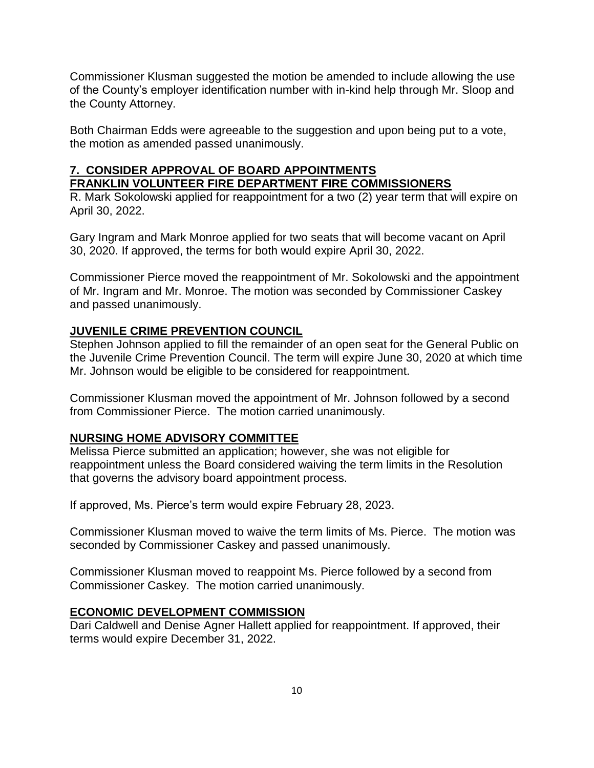Commissioner Klusman suggested the motion be amended to include allowing the use of the County's employer identification number with in-kind help through Mr. Sloop and the County Attorney.

Both Chairman Edds were agreeable to the suggestion and upon being put to a vote, the motion as amended passed unanimously.

## 7. CONSIDER APPROVAL OF BOARD APPOINTMENTS

### FRANKLIN VOLUNTEER FIRE DEPARTMENT FIRE COMMISSIONERS

R. Mark Sokolowski applied for reappointment for a two (2) year term that will expire on April 30, 2022.

Gary Ingram and Mark Monroe applied for two seats that will become vacant on April 30, 2020. If approved, the terms for both would expire April 30, 2022.

Commissioner Pierce moved the reappointment of Mr. Sokolowski and the appointment of Mr. Ingram and Mr. Monroe. The motion was seconded by Commissioner Caskey and passed unanimously.

### JUVENILE CRIME PREVENTION COUNCIL

Stephen Johnson applied to fill the remainder of an open seat for the General Public on the Juvenile Crime Prevention Council. The term will expire June 30, 2020 at which time Mr. Johnson would be eligible to be considered for reappointment.

Commissioner Klusman moved the appointment of Mr. Johnson followed by a second from Commissioner Pierce. The motion carried unanimously.

### NURSING HOME ADVISORY COMMITTEE

Melissa Pierce submitted an application; however, she was not eligible for reappointment unless the Board considered waiving the term limits in the Resolution that governs the advisory board appointment process.

If approved, Ms. Pierce's term would expire February 28, 2023.

Commissioner Klusman moved to waive the term limits of Ms. Pierce. The motion was seconded by Commissioner Caskey and passed unanimously.

Commissioner Klusman moved to reappoint Ms. Pierce followed by a second from Commissioner Caskey. The motion carried unanimously.

### ECONOMIC DEVELOPMENT COMMISSION

Dari Caldwell and Denise Agner Hallett applied for reappointment. If approved, their terms would expire December 31, 2022.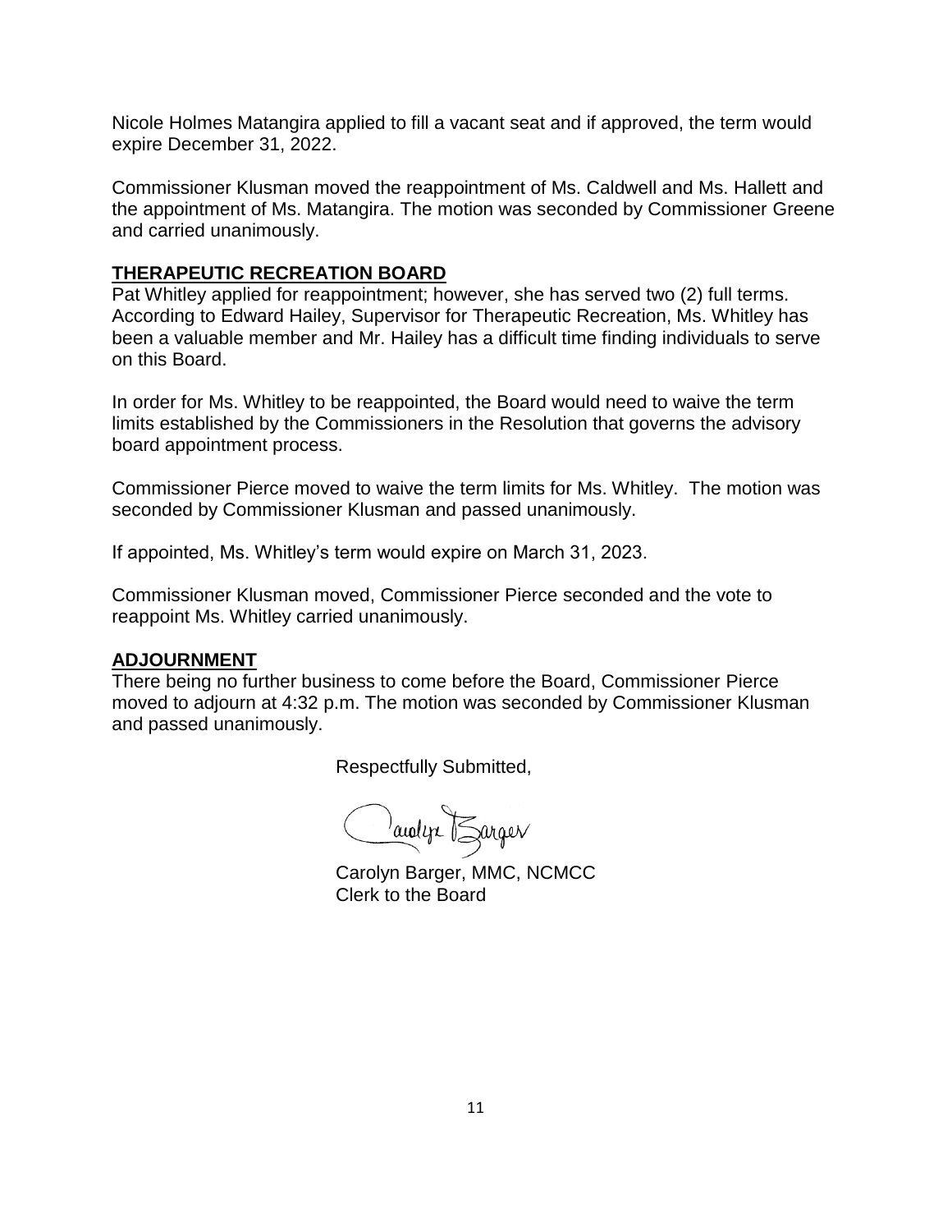Nicole Holmes Matangira applied to fill a vacant seat and if approved, the term would expire December 31, 2022.

Commissioner Klusman moved the reappointment of Ms. Caldwell and Ms. Hallett and the appointment of Ms. Matangira. The motion was seconded by Commissioner Greene and carried unanimously.

**THERAPEUTIC RECREATION BOARD**

Pat Whitley applied for reappointment; however, she has served two (2) full terms. According to Edward Hailey, Supervisor for Therapeutic Recreation, Ms. Whitley has been a valuable member and Mr. Hailey has a difficult time finding individuals to serve on this Board.

In order for Ms. Whitley to be reappointed, the Board would need to waive the term limits established by the Commissioners in the Resolution that governs the advisory board appointment process.

Commissioner Pierce moved to waive the term limits for Ms. Whitley. The motion was seconded by Commissioner Klusman and passed unanimously.

If appointed, Ms. Whitley's term would expire on March 31, 2023.

Commissioner Klusman moved, Commissioner Pierce seconded and the vote to reappoint Ms. Whitley carried unanimously.

**ADJOURNMENT**

There being no further business to come before the Board, Commissioner Pierce moved to adjourn at 4:32 p.m. The motion was seconded by Commissioner Klusman and passed unanimously.

Respectfully Submitted,

Carolyn Barger

Carolyn Barger, MMC, NCMCC
Clerk to the Board